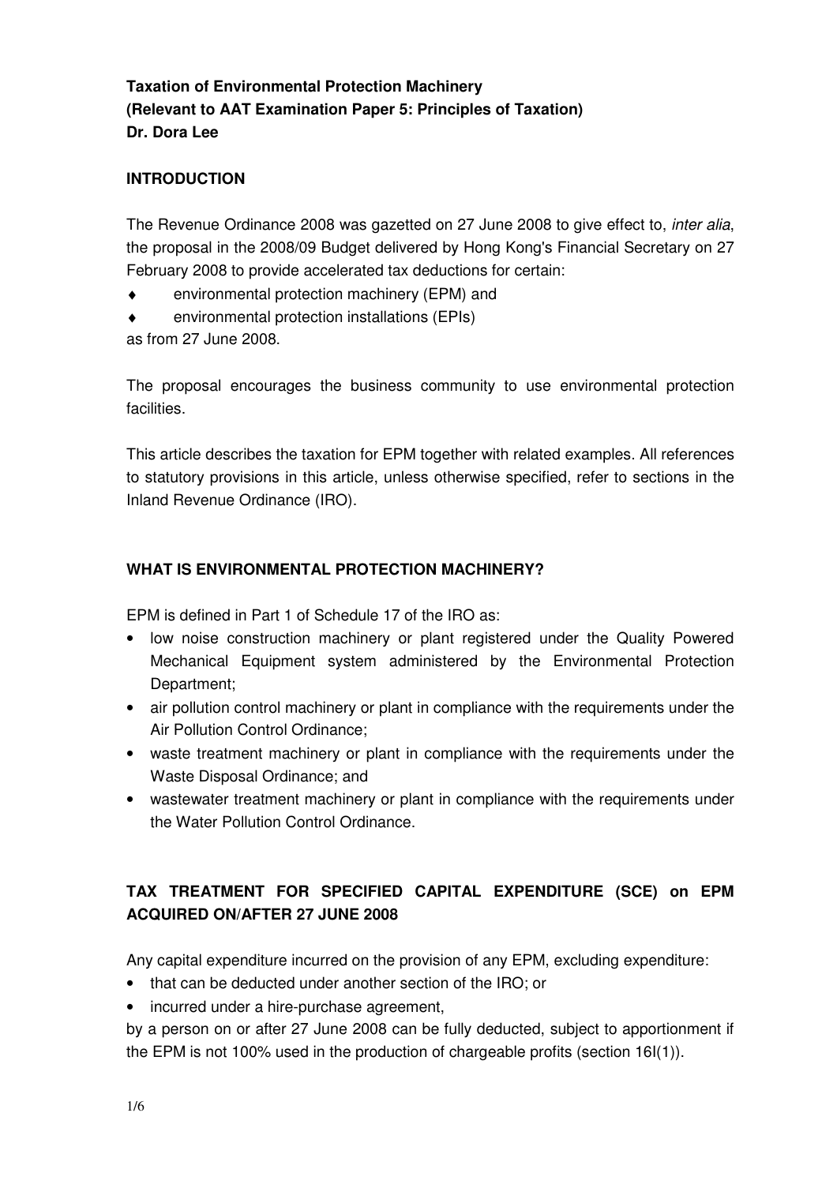**Taxation of Environmental Protection Machinery**
**(Relevant to AAT Examination Paper 5: Principles of Taxation)**
**Dr. Dora Lee**

## INTRODUCTION

The Revenue Ordinance 2008 was gazetted on 27 June 2008 to give effect to, *inter alia*, the proposal in the 2008/09 Budget delivered by Hong Kong's Financial Secretary on 27 February 2008 to provide accelerated tax deductions for certain:

- environmental protection machinery (EPM) and
- environmental protection installations (EPIs)

as from 27 June 2008.

The proposal encourages the business community to use environmental protection facilities.

This article describes the taxation for EPM together with related examples. All references to statutory provisions in this article, unless otherwise specified, refer to sections in the Inland Revenue Ordinance (IRO).

## WHAT IS ENVIRONMENTAL PROTECTION MACHINERY?

EPM is defined in Part 1 of Schedule 17 of the IRO as:

- low noise construction machinery or plant registered under the Quality Powered Mechanical Equipment system administered by the Environmental Protection Department;
- air pollution control machinery or plant in compliance with the requirements under the Air Pollution Control Ordinance;
- waste treatment machinery or plant in compliance with the requirements under the Waste Disposal Ordinance; and
- wastewater treatment machinery or plant in compliance with the requirements under the Water Pollution Control Ordinance.

## TAX TREATMENT FOR SPECIFIED CAPITAL EXPENDITURE (SCE) on EPM ACQUIRED ON/AFTER 27 JUNE 2008

Any capital expenditure incurred on the provision of any EPM, excluding expenditure:

- that can be deducted under another section of the IRO; or
- incurred under a hire-purchase agreement,

by a person on or after 27 June 2008 can be fully deducted, subject to apportionment if the EPM is not 100% used in the production of chargeable profits (section 16I(1)).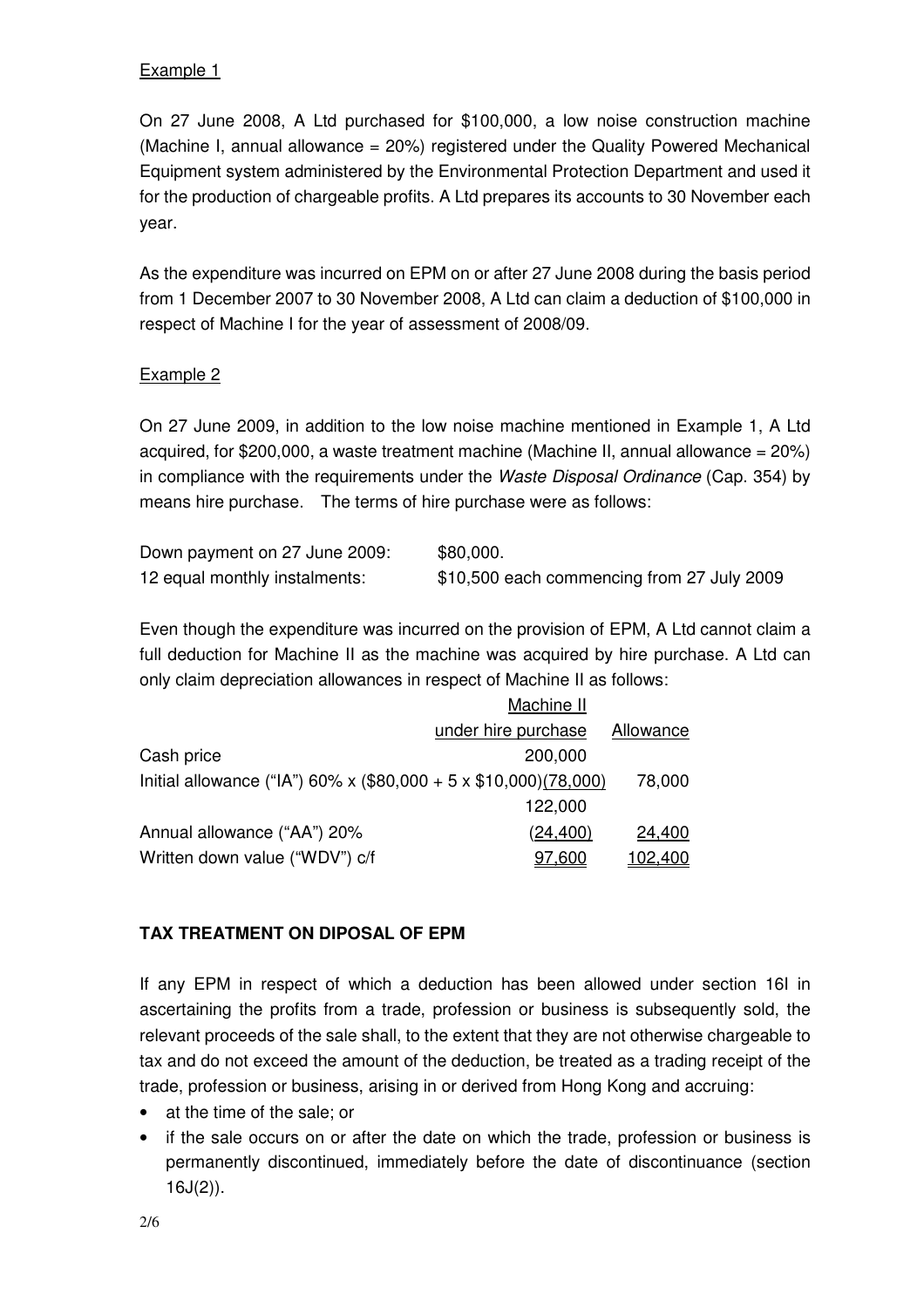Example 1

On 27 June 2008, A Ltd purchased for \$100,000, a low noise construction machine (Machine I, annual allowance = 20%) registered under the Quality Powered Mechanical Equipment system administered by the Environmental Protection Department and used it for the production of chargeable profits. A Ltd prepares its accounts to 30 November each year.

As the expenditure was incurred on EPM on or after 27 June 2008 during the basis period from 1 December 2007 to 30 November 2008, A Ltd can claim a deduction of \$100,000 in respect of Machine I for the year of assessment of 2008/09.

Example 2

On 27 June 2009, in addition to the low noise machine mentioned in Example 1, A Ltd acquired, for \$200,000, a waste treatment machine (Machine II, annual allowance = 20%) in compliance with the requirements under the *Waste Disposal Ordinance* (Cap. 354) by means hire purchase. The terms of hire purchase were as follows:

| | |
|---|---|
| Down payment on 27 June 2009: | \$80,000. |
| 12 equal monthly instalments: | \$10,500 each commencing from 27 July 2009 |

Even though the expenditure was incurred on the provision of EPM, A Ltd cannot claim a full deduction for Machine II as the machine was acquired by hire purchase. A Ltd can only claim depreciation allowances in respect of Machine II as follows:

| | Machine II under hire purchase | Allowance |
|---|---|---|
| Cash price | 200,000 | |
| Initial allowance ("IA") 60% x (\$80,000 + 5 x \$10,000) | (78,000) | 78,000 |
| | 122,000 | |
| Annual allowance ("AA") 20% | (24,400) | 24,400 |
| Written down value ("WDV") c/f | 97,600 | 102,400 |

**TAX TREATMENT ON DIPOSAL OF EPM**

If any EPM in respect of which a deduction has been allowed under section 16I in ascertaining the profits from a trade, profession or business is subsequently sold, the relevant proceeds of the sale shall, to the extent that they are not otherwise chargeable to tax and do not exceed the amount of the deduction, be treated as a trading receipt of the trade, profession or business, arising in or derived from Hong Kong and accruing:

- at the time of the sale; or
- if the sale occurs on or after the date on which the trade, profession or business is permanently discontinued, immediately before the date of discontinuance (section 16J(2)).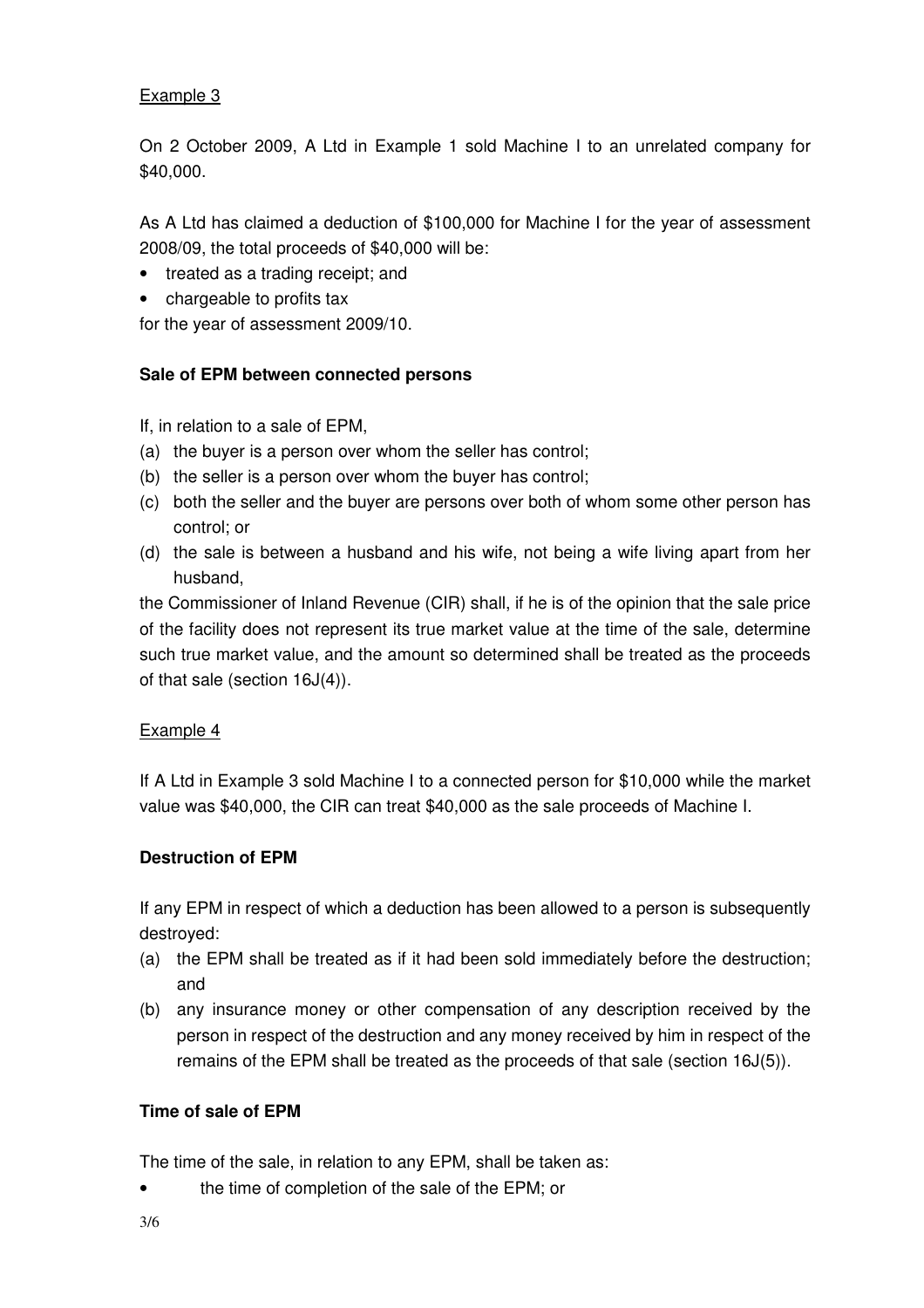Example 3

On 2 October 2009, A Ltd in Example 1 sold Machine I to an unrelated company for $40,000.

As A Ltd has claimed a deduction of $100,000 for Machine I for the year of assessment 2008/09, the total proceeds of $40,000 will be:

- treated as a trading receipt; and
- chargeable to profits tax

for the year of assessment 2009/10.

**Sale of EPM between connected persons**

If, in relation to a sale of EPM,

(a) the buyer is a person over whom the seller has control;
(b) the seller is a person over whom the buyer has control;
(c) both the seller and the buyer are persons over both of whom some other person has control; or
(d) the sale is between a husband and his wife, not being a wife living apart from her husband,

the Commissioner of Inland Revenue (CIR) shall, if he is of the opinion that the sale price of the facility does not represent its true market value at the time of the sale, determine such true market value, and the amount so determined shall be treated as the proceeds of that sale (section 16J(4)).

Example 4

If A Ltd in Example 3 sold Machine I to a connected person for $10,000 while the market value was $40,000, the CIR can treat $40,000 as the sale proceeds of Machine I.

**Destruction of EPM**

If any EPM in respect of which a deduction has been allowed to a person is subsequently destroyed:

(a) the EPM shall be treated as if it had been sold immediately before the destruction; and
(b) any insurance money or other compensation of any description received by the person in respect of the destruction and any money received by him in respect of the remains of the EPM shall be treated as the proceeds of that sale (section 16J(5)).

**Time of sale of EPM**

The time of the sale, in relation to any EPM, shall be taken as:

- the time of completion of the sale of the EPM; or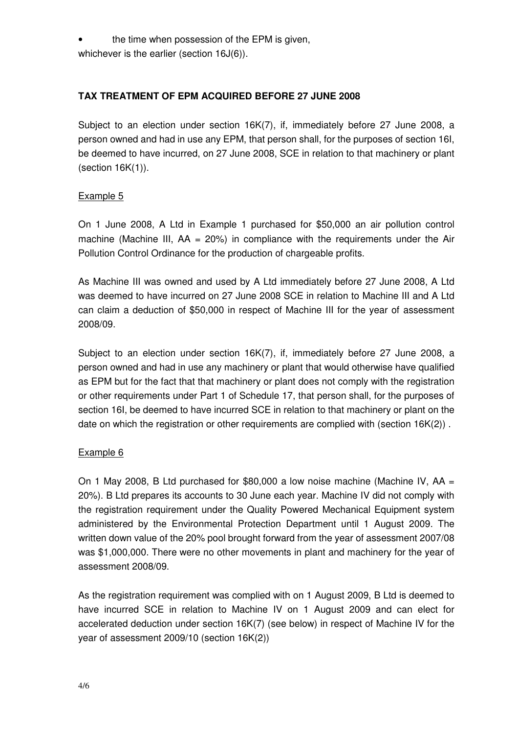- the time when possession of the EPM is given,

whichever is the earlier (section 16J(6)).

**TAX TREATMENT OF EPM ACQUIRED BEFORE 27 JUNE 2008**

Subject to an election under section 16K(7), if, immediately before 27 June 2008, a person owned and had in use any EPM, that person shall, for the purposes of section 16I, be deemed to have incurred, on 27 June 2008, SCE in relation to that machinery or plant (section 16K(1)).

Example 5

On 1 June 2008, A Ltd in Example 1 purchased for \$50,000 an air pollution control machine (Machine III, AA = 20%) in compliance with the requirements under the Air Pollution Control Ordinance for the production of chargeable profits.

As Machine III was owned and used by A Ltd immediately before 27 June 2008, A Ltd was deemed to have incurred on 27 June 2008 SCE in relation to Machine III and A Ltd can claim a deduction of \$50,000 in respect of Machine III for the year of assessment 2008/09.

Subject to an election under section 16K(7), if, immediately before 27 June 2008, a person owned and had in use any machinery or plant that would otherwise have qualified as EPM but for the fact that that machinery or plant does not comply with the registration or other requirements under Part 1 of Schedule 17, that person shall, for the purposes of section 16I, be deemed to have incurred SCE in relation to that machinery or plant on the date on which the registration or other requirements are complied with (section 16K(2)) .

Example 6

On 1 May 2008, B Ltd purchased for \$80,000 a low noise machine (Machine IV, AA = 20%). B Ltd prepares its accounts to 30 June each year. Machine IV did not comply with the registration requirement under the Quality Powered Mechanical Equipment system administered by the Environmental Protection Department until 1 August 2009. The written down value of the 20% pool brought forward from the year of assessment 2007/08 was \$1,000,000. There were no other movements in plant and machinery for the year of assessment 2008/09.

As the registration requirement was complied with on 1 August 2009, B Ltd is deemed to have incurred SCE in relation to Machine IV on 1 August 2009 and can elect for accelerated deduction under section 16K(7) (see below) in respect of Machine IV for the year of assessment 2009/10 (section 16K(2))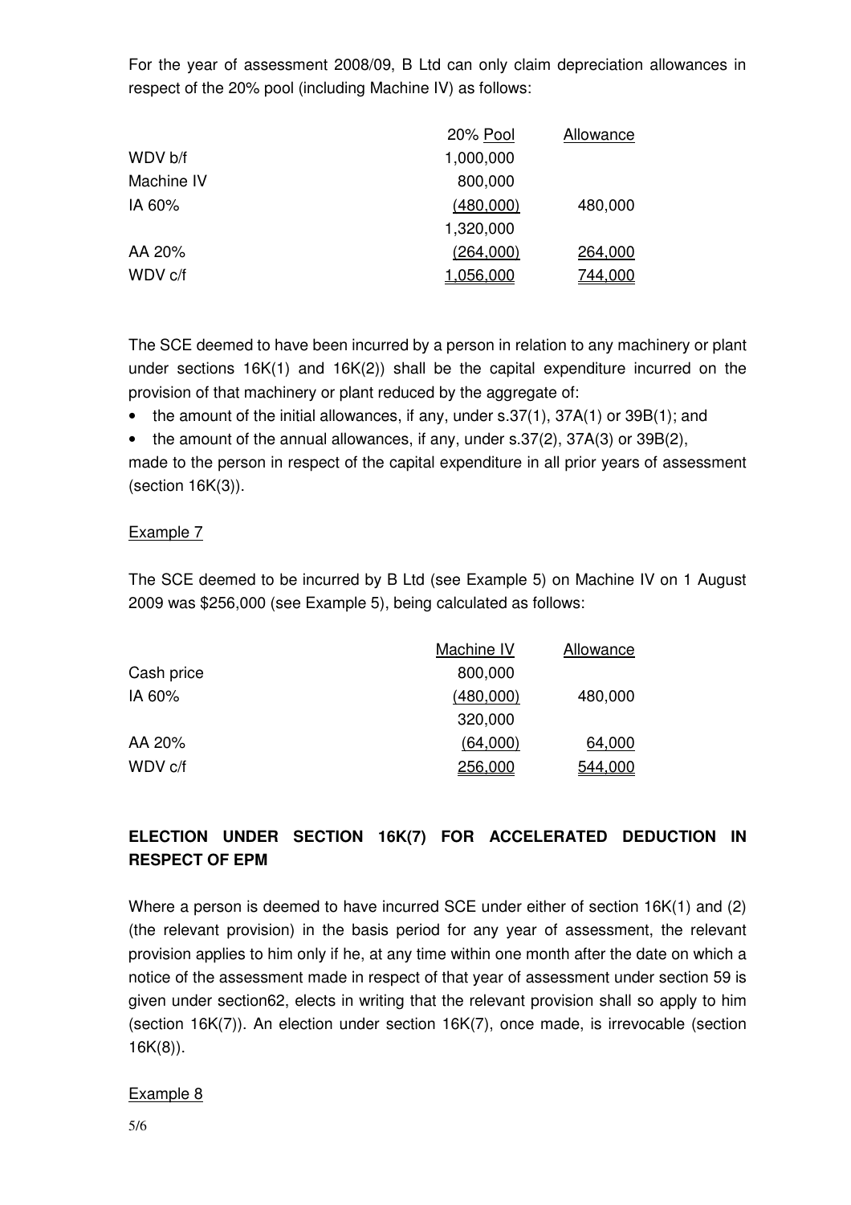For the year of assessment 2008/09, B Ltd can only claim depreciation allowances in respect of the 20% pool (including Machine IV) as follows:

| | 20% Pool | Allowance |
|---|---|---|
| WDV b/f | 1,000,000 | |
| Machine IV | 800,000 | |
| IA 60% | (480,000) | 480,000 |
| | 1,320,000 | |
| AA 20% | (264,000) | 264,000 |
| WDV c/f | 1,056,000 | 744,000 |

The SCE deemed to have been incurred by a person in relation to any machinery or plant under sections 16K(1) and 16K(2)) shall be the capital expenditure incurred on the provision of that machinery or plant reduced by the aggregate of:

- the amount of the initial allowances, if any, under s.37(1), 37A(1) or 39B(1); and
- the amount of the annual allowances, if any, under s.37(2), 37A(3) or 39B(2),

made to the person in respect of the capital expenditure in all prior years of assessment (section 16K(3)).

Example 7

The SCE deemed to be incurred by B Ltd (see Example 5) on Machine IV on 1 August 2009 was $256,000 (see Example 5), being calculated as follows:

| | Machine IV | Allowance |
|---|---|---|
| Cash price | 800,000 | |
| IA 60% | (480,000) | 480,000 |
| | 320,000 | |
| AA 20% | (64,000) | 64,000 |
| WDV c/f | 256,000 | 544,000 |

**ELECTION UNDER SECTION 16K(7) FOR ACCELERATED DEDUCTION IN RESPECT OF EPM**

Where a person is deemed to have incurred SCE under either of section 16K(1) and (2) (the relevant provision) in the basis period for any year of assessment, the relevant provision applies to him only if he, at any time within one month after the date on which a notice of the assessment made in respect of that year of assessment under section 59 is given under section62, elects in writing that the relevant provision shall so apply to him (section 16K(7)). An election under section 16K(7), once made, is irrevocable (section 16K(8)).

Example 8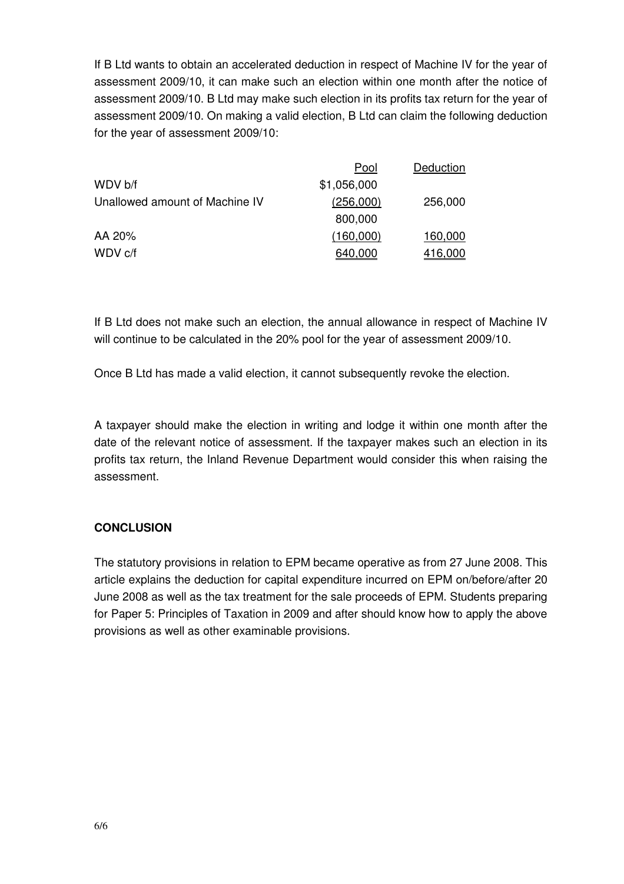If B Ltd wants to obtain an accelerated deduction in respect of Machine IV for the year of assessment 2009/10, it can make such an election within one month after the notice of assessment 2009/10. B Ltd may make such election in its profits tax return for the year of assessment 2009/10. On making a valid election, B Ltd can claim the following deduction for the year of assessment 2009/10:

| | Pool | Deduction |
|---|---|---|
| WDV b/f | $1,056,000 | |
| Unallowed amount of Machine IV | (256,000) | 256,000 |
| | 800,000 | |
| AA 20% | (160,000) | 160,000 |
| WDV c/f | 640,000 | 416,000 |

If B Ltd does not make such an election, the annual allowance in respect of Machine IV will continue to be calculated in the 20% pool for the year of assessment 2009/10.

Once B Ltd has made a valid election, it cannot subsequently revoke the election.

A taxpayer should make the election in writing and lodge it within one month after the date of the relevant notice of assessment. If the taxpayer makes such an election in its profits tax return, the Inland Revenue Department would consider this when raising the assessment.

**CONCLUSION**

The statutory provisions in relation to EPM became operative as from 27 June 2008. This article explains the deduction for capital expenditure incurred on EPM on/before/after 20 June 2008 as well as the tax treatment for the sale proceeds of EPM. Students preparing for Paper 5: Principles of Taxation in 2009 and after should know how to apply the above provisions as well as other examinable provisions.